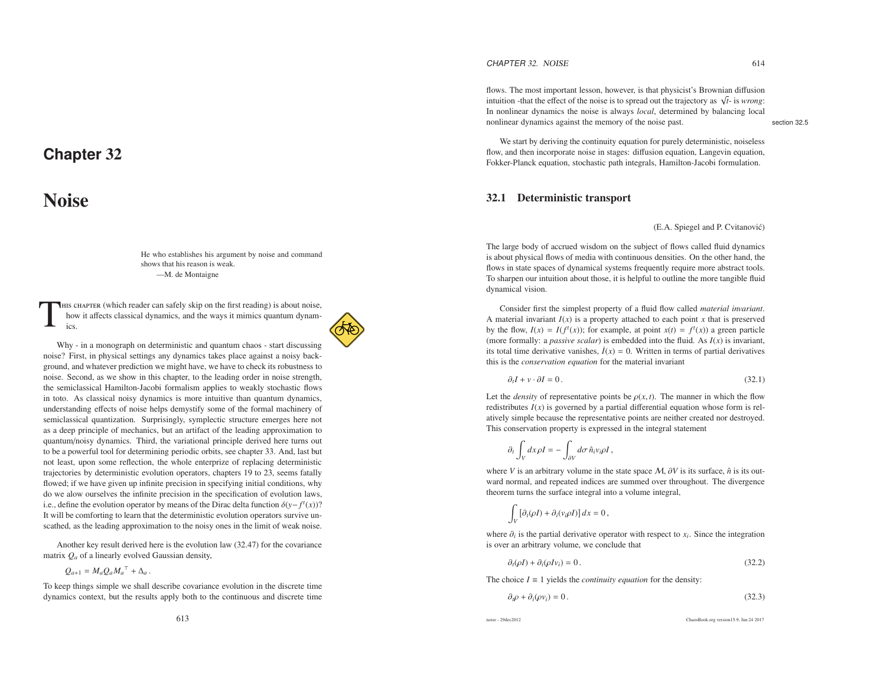# Chapter 32

# Noise

He who establishes his argument by noise and command shows that his reason is weak.
—M. de Montaigne

This chapter (which reader can safely skip on the first reading) is about noise, how it affects classical dynamics, and the ways it mimics quantum dynamics.

Why - in a monograph on deterministic and quantum chaos - start discussing noise? First, in physical settings any dynamics takes place against a noisy background, and whatever prediction we might have, we have to check its robustness to noise. Second, as we show in this chapter, to the leading order in noise strength, the semiclassical Hamilton-Jacobi formalism applies to weakly stochastic flows in toto. As classical noisy dynamics is more intuitive than quantum dynamics, understanding effects of noise helps demystify some of the formal machinery of semiclassical quantization. Surprisingly, symplectic structure emerges here not as a deep principle of mechanics, but an artifact of the leading approximation to quantum/noisy dynamics. Third, the variational principle derived here turns out to be a powerful tool for determining periodic orbits, see chapter 33. And, last but not least, upon some reflection, the whole enterprize of replacing deterministic trajectories by deterministic evolution operators, chapters 19 to 23, seems fatally flowed; if we have given up infinite precision in specifying initial conditions, why do we alow ourselves the infinite precision in the specification of evolution laws, i.e., define the evolution operator by means of the Dirac delta function $\delta(y - f^t(x))$? It will be comforting to learn that the deterministic evolution operators survive unscathed, as the leading approximation to the noisy ones in the limit of weak noise.

Another key result derived here is the evolution law (32.47) for the covariance matrix $Q_a$ of a linearly evolved Gaussian density,

$$Q_{a+1} = M_a Q_a M_a{}^\top + \Delta_a \,.$$

To keep things simple we shall describe covariance evolution in the discrete time dynamics context, but the results apply both to the continuous and discrete time flows. The most important lesson, however, is that physicist's Brownian diffusion intuition -that the effect of the noise is to spread out the trajectory as $\sqrt{t}$- is *wrong*: In nonlinear dynamics the noise is always *local*, determined by balancing local nonlinear dynamics against the memory of the noise past.

section 32.5

We start by deriving the continuity equation for purely deterministic, noiseless flow, and then incorporate noise in stages: diffusion equation, Langevin equation, Fokker-Planck equation, stochastic path integrals, Hamilton-Jacobi formulation.

## 32.1 Deterministic transport

(E.A. Spiegel and P. Cvitanović)

The large body of accrued wisdom on the subject of flows called fluid dynamics is about physical flows of media with continuous densities. On the other hand, the flows in state spaces of dynamical systems frequently require more abstract tools. To sharpen our intuition about those, it is helpful to outline the more tangible fluid dynamical vision.

Consider first the simplest property of a fluid flow called *material invariant*. A material invariant $I(x)$ is a property attached to each point $x$ that is preserved by the flow, $I(x) = I(f^t(x))$; for example, at point $x(t) = f^t(x))$ a green particle (more formally: a *passive scalar*) is embedded into the fluid. As $I(x)$ is invariant, its total time derivative vanishes, $\dot{I}(x) = 0$. Written in terms of partial derivatives this is the *conservation equation* for the material invariant

$$\partial_t I + v \cdot \partial I = 0 \,. \tag{32.1}$$

Let the *density* of representative points be $\rho(x, t)$. The manner in which the flow redistributes $I(x)$ is governed by a partial differential equation whose form is relatively simple because the representative points are neither created nor destroyed. This conservation property is expressed in the integral statement

$$\partial_t \int_V dx\, \rho I = - \int_{\partial V} d\sigma\, \hat{n}_i v_i \rho I \,,$$

where $V$ is an arbitrary volume in the state space $\mathcal{M}$, $\partial V$ is its surface, $\hat{n}$ is its outward normal, and repeated indices are summed over throughout. The divergence theorem turns the surface integral into a volume integral,

$$\int_V \left[ \partial_t(\rho I) + \partial_i(v_i \rho I) \right] dx = 0 \,,$$

where $\partial_i$ is the partial derivative operator with respect to $x_i$. Since the integration is over an arbitrary volume, we conclude that

$$\partial_t(\rho I) + \partial_i(\rho I v_i) = 0 \,. \tag{32.2}$$

The choice $I \equiv 1$ yields the *continuity equation* for the density:

$$\partial_t \rho + \partial_i(\rho v_i) = 0 \,. \tag{32.3}$$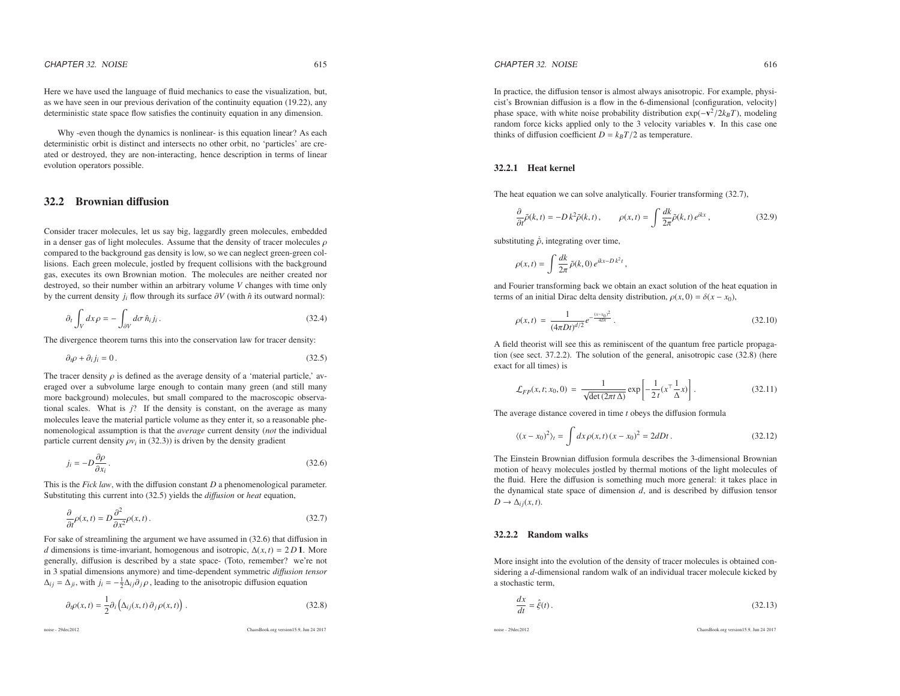Here we have used the language of fluid mechanics to ease the visualization, but, as we have seen in our previous derivation of the continuity equation (19.22), any deterministic state space flow satisfies the continuity equation in any dimension.

Why -even though the dynamics is nonlinear- is this equation linear? As each deterministic orbit is distinct and intersects no other orbit, no 'particles' are created or destroyed, they are non-interacting, hence description in terms of linear evolution operators possible.

## 32.2 Brownian diffusion

Consider tracer molecules, let us say big, laggardly green molecules, embedded in a denser gas of light molecules. Assume that the density of tracer molecules $\rho$ compared to the background gas density is low, so we can neglect green-green collisions. Each green molecule, jostled by frequent collisions with the background gas, executes its own Brownian motion. The molecules are neither created nor destroyed, so their number within an arbitrary volume $V$ changes with time only by the current density $j_i$ flow through its surface $\partial V$ (with $\hat{n}$ its outward normal):

$$\partial_t \int_V dx\, \rho = - \int_{\partial V} d\sigma\, \hat{n}_i j_i \,. \tag{32.4}$$

The divergence theorem turns this into the conservation law for tracer density:

$$\partial_t \rho + \partial_i j_i = 0 \,. \tag{32.5}$$

The tracer density $\rho$ is defined as the average density of a 'material particle,' averaged over a subvolume large enough to contain many green (and still many more background) molecules, but small compared to the macroscopic observational scales. What is $j$? If the density is constant, on the average as many molecules leave the material particle volume as they enter it, so a reasonable phenomenological assumption is that the *average* current density (*not* the individual particle current density $\rho v_i$ in (32.3)) is driven by the density gradient

$$j_i = -D \frac{\partial \rho}{\partial x_i} \,. \tag{32.6}$$

This is the *Fick law*, with the diffusion constant $D$ a phenomenological parameter. Substituting this current into (32.5) yields the *diffusion* or *heat* equation,

$$\frac{\partial}{\partial t} \rho(x,t) = D \frac{\partial^2}{\partial x^2} \rho(x,t) \,. \tag{32.7}$$

For sake of streamlining the argument we have assumed in (32.6) that diffusion in $d$ dimensions is time-invariant, homogenous and isotropic, $\Delta(x,t) = 2D\,\mathbf{1}$. More generally, diffusion is described by a state space- (Toto, remember? we're not in 3 spatial dimensions anymore) and time-dependent symmetric *diffusion tensor* $\Delta_{ij} = \Delta_{ji}$, with $j_i = -\frac{1}{2}\Delta_{ij}\partial_j \rho$ , leading to the anisotropic diffusion equation

$$\partial_t \rho(x,t) = \frac{1}{2} \partial_i \left( \Delta_{ij}(x,t)\, \partial_j \rho(x,t) \right) \,. \tag{32.8}$$

In practice, the diffusion tensor is almost always anisotropic. For example, physicist's Brownian diffusion is a flow in the 6-dimensional {configuration, velocity} phase space, with white noise probability distribution $\exp(-\mathbf{v}^2/2k_B T)$, modeling random force kicks applied only to the 3 velocity variables $\mathbf{v}$. In this case one thinks of diffusion coefficient $D = k_B T/2$ as temperature.

### 32.2.1 Heat kernel

The heat equation we can solve analytically. Fourier transforming (32.7),

$$\frac{\partial}{\partial t} \tilde{\rho}(k,t) = -D\, k^2 \tilde{\rho}(k,t) \,, \qquad \rho(x,t) = \int \frac{dk}{2\pi} \tilde{\rho}(k,t)\, e^{ikx} \,, \tag{32.9}$$

substituting $\hat{\rho}$, integrating over time,

$$\rho(x,t) = \int \frac{dk}{2\pi}\, \tilde{\rho}(k,0)\, e^{ikx - D\,k^2 t} \,,$$

and Fourier transforming back we obtain an exact solution of the heat equation in terms of an initial Dirac delta density distribution, $\rho(x,0) = \delta(x - x_0)$,

$$\rho(x,t) \;=\; \frac{1}{(4\pi D t)^{d/2}}\, e^{-\frac{(x-x_0)^2}{4Dt}} \,. \tag{32.10}$$

A field theorist will see this as reminiscent of the quantum free particle propagation (see sect. 37.2.2). The solution of the general, anisotropic case (32.8) (here exact for all times) is

$$\mathcal{L}_{FP}(x,t;x_0,0) \;=\; \frac{1}{\sqrt{\det(2\pi t\, \Delta)}} \exp\left[ -\frac{1}{2\,t} (x^\top \frac{1}{\Delta} x) \right] . \tag{32.11}$$

The average distance covered in time $t$ obeys the diffusion formula

$$\langle (x - x_0)^2 \rangle_t = \int dx\, \rho(x,t)\, (x - x_0)^2 = 2dDt \,. \tag{32.12}$$

The Einstein Brownian diffusion formula describes the 3-dimensional Brownian motion of heavy molecules jostled by thermal motions of the light molecules of the fluid. Here the diffusion is something much more general: it takes place in the dynamical state space of dimension $d$, and is described by diffusion tensor $D \to \Delta_{ij}(x,t)$.

### 32.2.2 Random walks

More insight into the evolution of the density of tracer molecules is obtained considering a $d$-dimensional random walk of an individual tracer molecule kicked by a stochastic term,

$$\frac{dx}{dt} = \hat{\xi}(t) \,. \tag{32.13}$$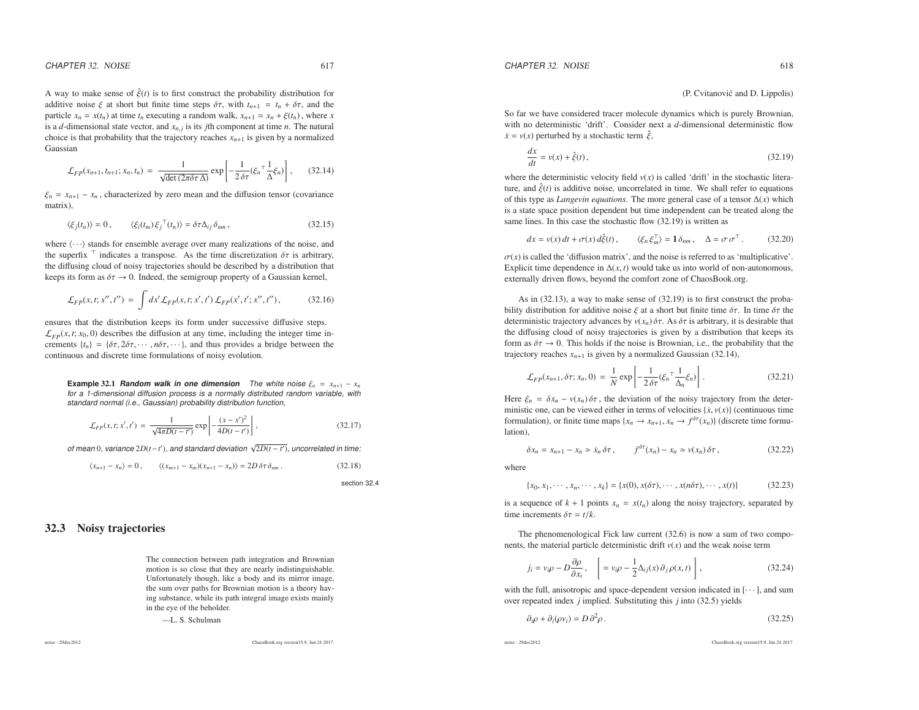A way to make sense of $\hat{\xi}(t)$ is to first construct the probability distribution for additive noise $\xi$ at short but finite time steps $\delta\tau$, with $t_{n+1} = t_n + \delta\tau$, and the particle $x_n = x(t_n)$ at time $t_n$ executing a random walk, $x_{n+1} = x_n + \xi(t_n)$, where $x$ is a $d$-dimensional state vector, and $x_{n,j}$ is its $j$th component at time $n$. The natural choice is that probability that the trajectory reaches $x_{n+1}$ is given by a normalized Gaussian

$$\mathcal{L}_{FP}(x_{n+1}, t_{n+1}; x_n, t_n) = \frac{1}{\sqrt{\det(2\pi\delta\tau\,\Delta)}} \exp\left[-\frac{1}{2\,\delta\tau}(\xi_n{}^\top \frac{1}{\Delta}\xi_n)\right], \qquad (32.14)$$

$\xi_n = x_{n+1} - x_n$, characterized by zero mean and the diffusion tensor (covariance matrix),

$$\langle \xi_j(t_n) \rangle = 0\,, \qquad \langle \xi_i(t_m)\, \xi_j{}^\top(t_n) \rangle = \delta\tau \Delta_{ij}\, \delta_{nm}\,, \qquad (32.15)$$

where $\langle \cdots \rangle$ stands for ensemble average over many realizations of the noise, and the superfix $^\top$ indicates a transpose. As the time discretization $\delta\tau$ is arbitrary, the diffusing cloud of noisy trajectories should be described by a distribution that keeps its form as $\delta\tau \to 0$. Indeed, the semigroup property of a Gaussian kernel,

$$\mathcal{L}_{FP}(x, t; x'', t'') = \int dx'\, \mathcal{L}_{FP}(x, t; x', t')\, \mathcal{L}_{FP}(x', t'; x'', t'')\,, \qquad (32.16)$$

ensures that the distribution keeps its form under successive diffusive steps. $\mathcal{L}_{FP}(x, t; x_0, 0)$ describes the diffusion at any time, including the integer time increments $\{t_n\} = \{\delta\tau, 2\delta\tau, \cdots, n\delta\tau, \cdots\}$, and thus provides a bridge between the continuous and discrete time formulations of noisy evolution.

**Example 32.1** ***Random walk in one dimension*** *The white noise $\xi_n = x_{n+1} - x_n$ for a 1-dimensional diffusion process is a normally distributed random variable, with standard normal (i.e., Gaussian) probability distribution function,*

$$\mathcal{L}_{FP}(x, t; x', t') = \frac{1}{\sqrt{4\pi D(t - t')}} \exp\left[-\frac{(x - x')^2}{4D(t - t')}\right], \qquad (32.17)$$

*of mean 0, variance $2D(t-t')$, and standard deviation $\sqrt{2D(t-t')}$, uncorrelated in time:*

$$\langle x_{n+1} - x_n \rangle = 0\,, \qquad \langle (x_{m+1} - x_m)(x_{n+1} - x_n) \rangle = 2D\,\delta\tau\,\delta_{mn}\,. \qquad (32.18)$$

section 32.4

## 32.3 Noisy trajectories

> The connection between path integration and Brownian motion is so close that they are nearly indistinguishable. Unfortunately though, like a body and its mirror image, the sum over paths for Brownian motion is a theory having substance, while its path integral image exists mainly in the eye of the beholder.
>
> —L. S. Schulman

(P. Cvitanović and D. Lippolis)

So far we have considered tracer molecule dynamics which is purely Brownian, with no deterministic 'drift'. Consider next a $d$-dimensional deterministic flow $\dot{x} = v(x)$ perturbed by a stochastic term $\hat{\xi}$,

$$\frac{dx}{dt} = v(x) + \hat{\xi}(t)\,, \qquad (32.19)$$

where the deterministic velocity field $v(x)$ is called 'drift' in the stochastic literature, and $\hat{\xi}(t)$ is additive noise, uncorrelated in time. We shall refer to equations of this type as *Langevin equations*. The more general case of a tensor $\Delta(x)$ which is a state space position dependent but time independent can be treated along the same lines. In this case the stochastic flow (32.19) is written as

$$dx = v(x)\,dt + \sigma(x)\,d\hat{\xi}(t)\,, \qquad \langle \xi_n \xi_m^\top \rangle = \mathbf{1}\,\delta_{nm}\,, \quad \Delta = \sigma\,\sigma^\top\,. \qquad (32.20)$$

$\sigma(x)$ is called the 'diffusion matrix', and the noise is referred to as 'multiplicative'. Explicit time dependence in $\Delta(x, t)$ would take us into world of non-autonomous, externally driven flows, beyond the comfort zone of ChaosBook.org.

As in (32.13), a way to make sense of (32.19) is to first construct the probability distribution for additive noise $\xi$ at a short but finite time $\delta\tau$. In time $\delta\tau$ the deterministic trajectory advances by $v(x_n)\,\delta\tau$. As $\delta\tau$ is arbitrary, it is desirable that the diffusing cloud of noisy trajectories is given by a distribution that keeps its form as $\delta\tau \to 0$. This holds if the noise is Brownian, i.e., the probability that the trajectory reaches $x_{n+1}$ is given by a normalized Gaussian (32.14),

$$\mathcal{L}_{FP}(x_{n+1}, \delta\tau; x_n, 0) = \frac{1}{N} \exp\left[-\frac{1}{2\,\delta\tau}(\xi_n{}^\top \frac{1}{\Delta_n}\xi_n)\right]. \qquad (32.21)$$

Here $\xi_n = \delta x_n - v(x_n)\,\delta\tau$, the deviation of the noisy trajectory from the deterministic one, can be viewed either in terms of velocities $\{\dot{x}, v(x)\}$ (continuous time formulation), or finite time maps $\{x_n \to x_{n+1}, x_n \to f^{\delta\tau}(x_n)\}$ (discrete time formulation),

$$\delta x_n = x_{n+1} - x_n \simeq \dot{x}_n\,\delta\tau\,, \qquad f^{\delta\tau}(x_n) - x_n \simeq v(x_n)\,\delta\tau\,, \qquad (32.22)$$

where

$$\{x_0, x_1, \cdots, x_n, \cdots, x_k\} = \{x(0), x(\delta\tau), \cdots, x(n\delta\tau), \cdots, x(t)\} \qquad (32.23)$$

is a sequence of $k + 1$ points $x_n = x(t_n)$ along the noisy trajectory, separated by time increments $\delta\tau = t/k$.

The phenomenological Fick law current (32.6) is now a sum of two components, the material particle deterministic drift $v(x)$ and the weak noise term

$$j_i = v_i\rho - D\frac{\partial\rho}{\partial x_i}\,, \quad \left[ = v_i\rho - \frac{1}{2}\Delta_{ij}(x)\,\partial_j\,\rho(x, t) \right], \qquad (32.24)$$

with the full, anisotropic and space-dependent version indicated in $[\cdots]$, and sum over repeated index $j$ implied. Substituting this $j$ into (32.5) yields

$$\partial_t\rho + \partial_i(\rho v_i) = D\,\partial^2\rho\,. \qquad (32.25)$$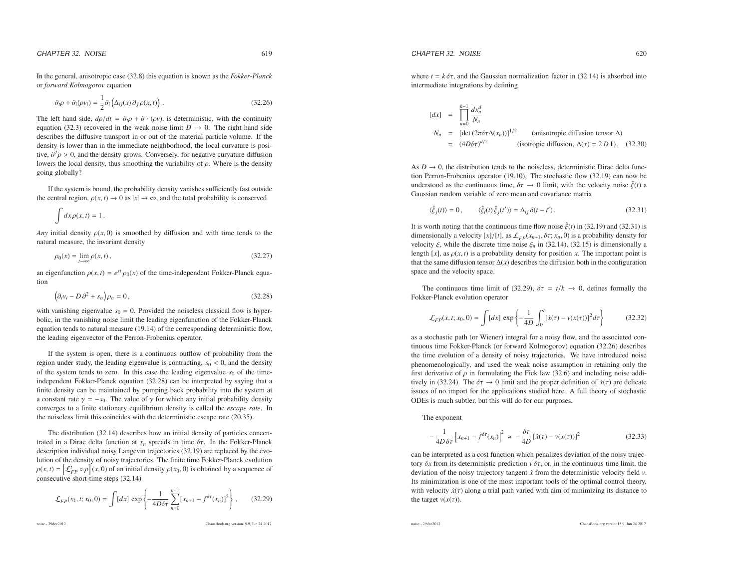In the general, anisotropic case (32.8) this equation is known as the *Fokker-Planck* or *forward Kolmogorov* equation

$$\partial_t \rho + \partial_i(\rho v_i) = \frac{1}{2}\partial_i \left(\Delta_{ij}(x)\, \partial_j \rho(x,t)\right). \tag{32.26}$$

The left hand side, $d\rho/dt = \partial_t \rho + \partial \cdot (\rho v)$, is deterministic, with the continuity equation (32.3) recovered in the weak noise limit $D \to 0$. The right hand side describes the diffusive transport in or out of the material particle volume. If the density is lower than in the immediate neighborhood, the local curvature is positive, $\partial^2 \rho > 0$, and the density grows. Conversely, for negative curvature diffusion lowers the local density, thus smoothing the variability of $\rho$. Where is the density going globally?

If the system is bound, the probability density vanishes sufficiently fast outside the central region, $\rho(x,t) \to 0$ as $|x| \to \infty$, and the total probability is conserved

$$\int dx \rho(x,t) = 1\,.$$

*Any* initial density $\rho(x,0)$ is smoothed by diffusion and with time tends to the natural measure, the invariant density

$$\rho_0(x) = \lim_{t\to\infty} \rho(x,t)\,, \tag{32.27}$$

an eigenfunction $\rho(x,t) = e^{st}\rho_0(x)$ of the time-independent Fokker-Planck equation

$$\left(\partial_i v_i - D\,\partial^2 + s_\alpha\right)\rho_\alpha = 0\,, \tag{32.28}$$

with vanishing eigenvalue $s_0 = 0$. Provided the noiseless classical flow is hyperbolic, in the vanishing noise limit the leading eigenfunction of the Fokker-Planck equation tends to natural measure (19.14) of the corresponding deterministic flow, the leading eigenvector of the Perron-Frobenius operator.

If the system is open, there is a continuous outflow of probability from the region under study, the leading eigenvalue is contracting, $s_0 < 0$, and the density of the system tends to zero. In this case the leading eigenvalue $s_0$ of the time-independent Fokker-Planck equation (32.28) can be interpreted by saying that a finite density can be maintained by pumping back probability into the system at a constant rate $\gamma = -s_0$. The value of $\gamma$ for which any initial probability density converges to a finite stationary equilibrium density is called the *escape rate*. In the noiseless limit this coincides with the deterministic escape rate (20.35).

The distribution (32.14) describes how an initial density of particles concentrated in a Dirac delta function at $x_n$ spreads in time $\delta\tau$. In the Fokker-Planck description individual noisy Langevin trajectories (32.19) are replaced by the evolution of the density of noisy trajectories. The finite time Fokker-Planck evolution $\rho(x,t) = \left[\mathcal{L}^t_{FP} \circ \rho\right](x,0)$ of an initial density $\rho(x_0,0)$ is obtained by a sequence of consecutive short-time steps (32.14)

$$\mathcal{L}_{FP}(x_k,t;x_0,0) = \int [dx]\, \exp\left\{-\frac{1}{4D\delta\tau}\sum_{n=0}^{k-1}[x_{n+1} - f^{\delta\tau}(x_n)]^2\right\}, \tag{32.29}$$

where $t = k\,\delta\tau$, and the Gaussian normalization factor in (32.14) is absorbed into intermediate integrations by defining

$$\begin{aligned}
[dx] &= \prod_{n=0}^{k-1} \frac{dx_n^d}{N_n} \\
N_n &= \left[\det\left(2\pi\delta\tau\Delta(x_n)\right)\right]^{1/2} \qquad \text{(anisotropic diffusion tensor } \Delta\text{)} \\
&= (4D\delta\tau)^{d/2} \qquad \text{(isotropic diffusion, } \Delta(x) = 2D\,\mathbf{1}\text{)}\,.
\end{aligned} \tag{32.30}$$

As $D \to 0$, the distribution tends to the noiseless, deterministic Dirac delta function Perron-Frobenius operator (19.10). The stochastic flow (32.19) can now be understood as the continuous time, $\delta\tau \to 0$ limit, with the velocity noise $\hat{\xi}(t)$ a Gaussian random variable of zero mean and covariance matrix

$$\langle \hat{\xi}_j(t)\rangle = 0\,, \qquad \langle \hat{\xi}_i(t)\,\hat{\xi}_j(t')\rangle = \Delta_{ij}\,\delta(t-t')\,. \tag{32.31}$$

It is worth noting that the continuous time flow noise $\hat{\xi}(t)$ in (32.19) and (32.31) is dimensionally a velocity $[x]/[t]$, as $\mathcal{L}_{FP}(x_{n+1},\delta\tau;x_n,0)$ is a probability density for velocity $\xi$, while the discrete time noise $\xi_n$ in (32.14), (32.15) is dimensionally a length $[x]$, as $\rho(x,t)$ is a probability density for position $x$. The important point is that the same diffusion tensor $\Delta(x)$ describes the diffusion both in the configuration space and the velocity space.

The continuous time limit of (32.29), $\delta\tau = t/k \to 0$, defines formally the Fokker-Planck evolution operator

$$\mathcal{L}_{FP}(x,t;x_0,0) = \int [dx]\, \exp\left\{-\frac{1}{4D}\int_0^t [\dot{x}(\tau) - v(x(\tau))]^2 d\tau\right\} \tag{32.32}$$

as a stochastic path (or Wiener) integral for a noisy flow, and the associated continuous time Fokker-Planck (or forward Kolmogorov) equation (32.26) describes the time evolution of a density of noisy trajectories. We have introduced noise phenomenologically, and used the weak noise assumption in retaining only the first derivative of $\rho$ in formulating the Fick law (32.6) and including noise additively in (32.24). The $\delta\tau \to 0$ limit and the proper definition of $\dot{x}(\tau)$ are delicate issues of no import for the applications studied here. A full theory of stochastic ODEs is much subtler, but this will do for our purposes.

The exponent

$$-\frac{1}{4D\,\delta\tau}\left[x_{n+1} - f^{\delta\tau}(x_n)\right]^2 \simeq -\frac{\delta\tau}{4D}\left[\dot{x}(\tau) - v(x(\tau))\right]^2 \tag{32.33}$$

can be interpreted as a cost function which penalizes deviation of the noisy trajectory $\delta x$ from its deterministic prediction $v\,\delta\tau$, or, in the continuous time limit, the deviation of the noisy trajectory tangent $\dot{x}$ from the deterministic velocity field $v$. Its minimization is one of the most important tools of the optimal control theory, with velocity $\dot{x}(\tau)$ along a trial path varied with aim of minimizing its distance to the target $v(x(\tau))$.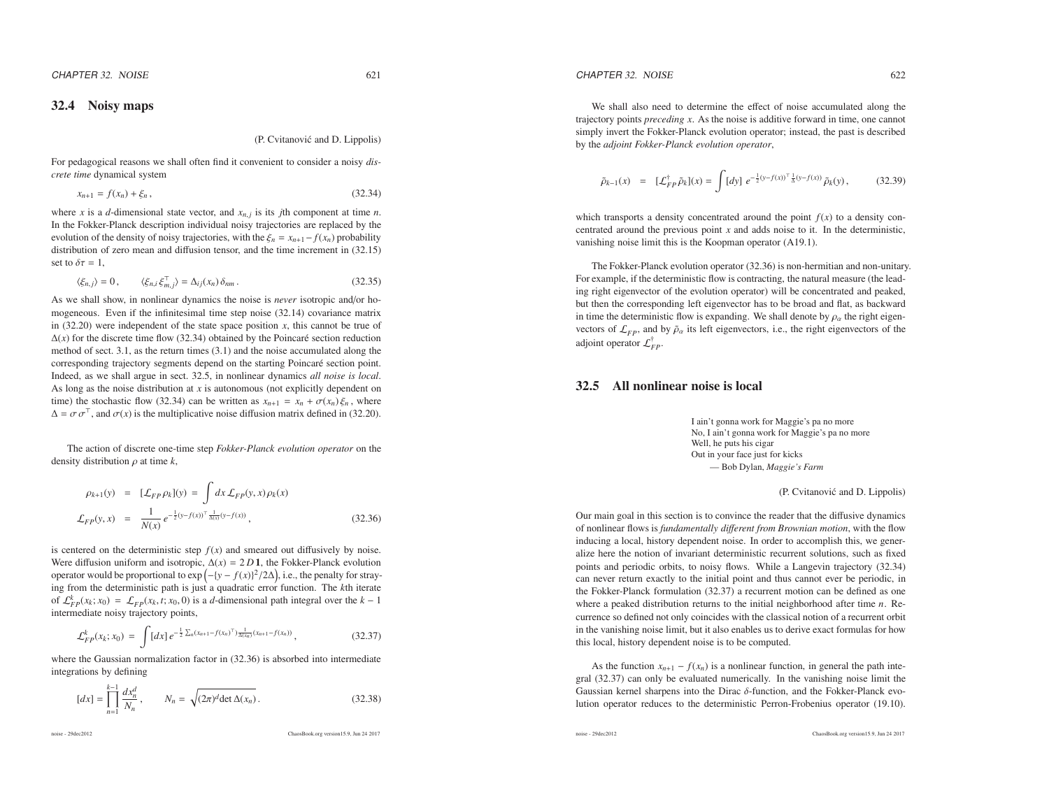## 32.4 Noisy maps

(P. Cvitanović and D. Lippolis)

For pedagogical reasons we shall often find it convenient to consider a noisy *discrete time* dynamical system

$$x_{n+1} = f(x_n) + \xi_n\,, \qquad (32.34)$$

where $x$ is a $d$-dimensional state vector, and $x_{n,j}$ is its $j$th component at time $n$. In the Fokker-Planck description individual noisy trajectories are replaced by the evolution of the density of noisy trajectories, with the $\xi_n = x_{n+1} - f(x_n)$ probability distribution of zero mean and diffusion tensor, and the time increment in (32.15) set to $\delta\tau = 1$,

$$\langle \xi_{n,j} \rangle = 0\,, \qquad \langle \xi_{n,i}\, \xi_{m,j}^{\top} \rangle = \Delta_{ij}(x_n)\,\delta_{nm}\,. \qquad (32.35)$$

As we shall show, in nonlinear dynamics the noise is *never* isotropic and/or homogeneous. Even if the infinitesimal time step noise (32.14) covariance matrix in (32.20) were independent of the state space position $x$, this cannot be true of $\Delta(x)$ for the discrete time flow (32.34) obtained by the Poincaré section reduction method of sect. 3.1, as the return times (3.1) and the noise accumulated along the corresponding trajectory segments depend on the starting Poincaré section point. Indeed, as we shall argue in sect. 32.5, in nonlinear dynamics *all noise is local*. As long as the noise distribution at $x$ is autonomous (not explicitly dependent on time) the stochastic flow (32.34) can be written as $x_{n+1} = x_n + \sigma(x_n)\,\xi_n$, where $\Delta = \sigma\,\sigma^{\top}$, and $\sigma(x)$ is the multiplicative noise diffusion matrix defined in (32.20).

The action of discrete one-time step *Fokker-Planck evolution operator* on the density distribution $\rho$ at time $k$,

$$\begin{aligned}
\rho_{k+1}(y) &= [\mathcal{L}_{FP}\,\rho_k](y) = \int dx\, \mathcal{L}_{FP}(y,x)\,\rho_k(x) \\
\mathcal{L}_{FP}(y,x) &= \frac{1}{N(x)}\, e^{-\frac{1}{2}(y-f(x))^{\top}\frac{1}{\Delta(x)}(y-f(x))}\,,
\end{aligned} \qquad (32.36)$$

is centered on the deterministic step $f(x)$ and smeared out diffusively by noise. Were diffusion uniform and isotropic, $\Delta(x) = 2\,D\,\mathbf{1}$, the Fokker-Planck evolution operator would be proportional to $\exp\left(-\{y - f(x)\}^2/2\Delta\right)$, i.e., the penalty for straying from the deterministic path is just a quadratic error function. The $k$th iterate of $\mathcal{L}^k_{FP}(x_k; x_0) = \mathcal{L}_{FP}(x_k, t; x_0, 0)$ is a $d$-dimensional path integral over the $k-1$ intermediate noisy trajectory points,

$$\mathcal{L}^k_{FP}(x_k; x_0) = \int [dx]\, e^{-\frac{1}{2}\sum_n (x_{n+1} - f(x_n)^{\top})\frac{1}{\Delta(x_n)}(x_{n+1} - f(x_n))}\,, \qquad (32.37)$$

where the Gaussian normalization factor in (32.36) is absorbed into intermediate integrations by defining

$$[dx] = \prod_{n=1}^{k-1} \frac{dx_n^d}{N_n}\,, \qquad N_n = \sqrt{(2\pi)^d \det \Delta(x_n)}\,. \qquad (32.38)$$

We shall also need to determine the effect of noise accumulated along the trajectory points *preceding* $x$. As the noise is additive forward in time, one cannot simply invert the Fokker-Planck evolution operator; instead, the past is described by the *adjoint Fokker-Planck evolution operator*,

$$\tilde{\rho}_{k-1}(x) = [\mathcal{L}^{\dagger}_{FP}\,\tilde{\rho}_k](x) = \int [dy]\; e^{-\frac{1}{2}(y-f(x))^{\top}\frac{1}{\Delta}(y-f(x))}\,\tilde{\rho}_k(y)\,, \qquad (32.39)$$

which transports a density concentrated around the point $f(x)$ to a density concentrated around the previous point $x$ and adds noise to it. In the deterministic, vanishing noise limit this is the Koopman operator (A19.1).

The Fokker-Planck evolution operator (32.36) is non-hermitian and non-unitary. For example, if the deterministic flow is contracting, the natural measure (the leading right eigenvector of the evolution operator) will be concentrated and peaked, but then the corresponding left eigenvector has to be broad and flat, as backward in time the deterministic flow is expanding. We shall denote by $\rho_\alpha$ the right eigenvectors of $\mathcal{L}_{FP}$, and by $\tilde{\rho}_\alpha$ its left eigenvectors, i.e., the right eigenvectors of the adjoint operator $\mathcal{L}^{\dagger}_{FP}$.

## 32.5 All nonlinear noise is local

> I ain't gonna work for Maggie's pa no more
> No, I ain't gonna work for Maggie's pa no more
> Well, he puts his cigar
> Out in your face just for kicks
> — Bob Dylan, *Maggie's Farm*

(P. Cvitanović and D. Lippolis)

Our main goal in this section is to convince the reader that the diffusive dynamics of nonlinear flows is *fundamentally different from Brownian motion*, with the flow inducing a local, history dependent noise. In order to accomplish this, we generalize here the notion of invariant deterministic recurrent solutions, such as fixed points and periodic orbits, to noisy flows. While a Langevin trajectory (32.34) can never return exactly to the initial point and thus cannot ever be periodic, in the Fokker-Planck formulation (32.37) a recurrent motion can be defined as one where a peaked distribution returns to the initial neighborhood after time $n$. Recurrence so defined not only coincides with the classical notion of a recurrent orbit in the vanishing noise limit, but it also enables us to derive exact formulas for how this local, history dependent noise is to be computed.

As the function $x_{n+1} - f(x_n)$ is a nonlinear function, in general the path integral (32.37) can only be evaluated numerically. In the vanishing noise limit the Gaussian kernel sharpens into the Dirac $\delta$-function, and the Fokker-Planck evolution operator reduces to the deterministic Perron-Frobenius operator (19.10).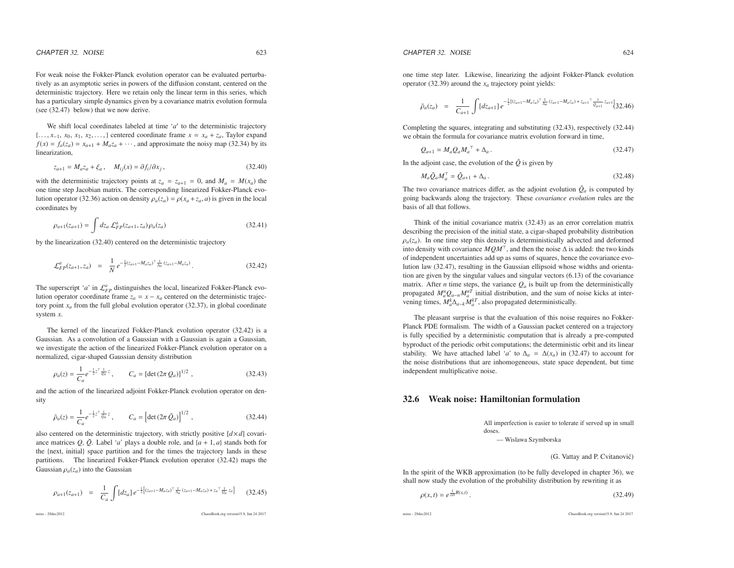For weak noise the Fokker-Planck evolution operator can be evaluated perturbatively as an asymptotic series in powers of the diffusion constant, centered on the deterministic trajectory. Here we retain only the linear term in this series, which has a particularly simple dynamics given by a covariance matrix evolution formula (see (32.47) below) that we now derive.

We shift local coordinates labeled at time '$a$' to the deterministic trajectory $\{\ldots, x_{-1}, x_0, x_1, x_2, \ldots,\}$ centered coordinate frame $x = x_a + z_a$, Taylor expand $f(x) = f_a(z_a) = x_{a+1} + M_a z_a + \cdots$, and approximate the noisy map (32.34) by its linearization,

$$z_{a+1} = M_a z_a + \xi_a , \quad M_{ij}(x) = \partial f_i / \partial x_j , \tag{32.40}$$

with the deterministic trajectory points at $z_a = z_{a+1} = 0$, and $M_a = M(x_a)$ the one time step Jacobian matrix. The corresponding linearized Fokker-Planck evolution operator (32.36) action on density $\rho_a(z_a) = \rho(x_a + z_a, a)$ is given in the local coordinates by

$$\rho_{a+1}(z_{a+1}) = \int dz_a \, \mathcal{L}^a_{FP}(z_{a+1}, z_a) \rho_a(z_a) \tag{32.41}$$

by the linearization (32.40) centered on the deterministic trajectory

$$\mathcal{L}^a_{FP}(z_{a+1}, z_a) = \frac{1}{N} e^{-\frac{1}{2}(z_{a+1} - M_a z_a)^\top \frac{1}{\Delta_a} (z_{a+1} - M_a z_a)} . \tag{32.42}$$

The superscript '$a$' in $\mathcal{L}^a_{FP}$ distinguishes the local, linearized Fokker-Planck evolution operator coordinate frame $z_a = x - x_a$ centered on the deterministic trajectory point $x_a$ from the full global evolution operator (32.37), in global coordinate system $x$.

The kernel of the linearized Fokker-Planck evolution operator (32.42) is a Gaussian. As a convolution of a Gaussian with a Gaussian is again a Gaussian, we investigate the action of the linearized Fokker-Planck evolution operator on a normalized, cigar-shaped Gaussian density distribution

$$\rho_a(z) = \frac{1}{C_a} e^{-\frac{1}{2} z^\top \frac{1}{Q_a} z} , \qquad C_a = [\det(2\pi Q_a)]^{1/2} , \tag{32.43}$$

and the action of the linearized adjoint Fokker-Planck evolution operator on density

$$\tilde{\rho}_a(z) = \frac{1}{C_a} e^{-\frac{1}{2} z^\top \frac{1}{\tilde{Q}_a} z} , \qquad C_a = \left[\det(2\pi \tilde{Q}_a)\right]^{1/2} , \tag{32.44}$$

also centered on the deterministic trajectory, with strictly positive $[d \times d]$ covariance matrices $Q$, $\tilde{Q}$. Label '$a$' plays a double role, and $\{a+1, a\}$ stands both for the {next, initial} space partition and for the times the trajectory lands in these partitions. The linearized Fokker-Planck evolution operator (32.42) maps the Gaussian $\rho_a(z_a)$ into the Gaussian

$$\rho_{a+1}(z_{a+1}) = \frac{1}{C_a} \int [dz_a] \, e^{-\frac{1}{2}\left[(z_{a+1} - M_a z_a)^\top \frac{1}{\Delta_a} (z_{a+1} - M_a z_a) + z_a{}^\top \frac{1}{Q_a} z_a\right]} \tag{32.45}$$

one time step later. Likewise, linearizing the adjoint Fokker-Planck evolution operator (32.39) around the $x_a$ trajectory point yields:

$$\tilde{\rho}_a(z_a) = \frac{1}{C_{a+1}} \int [dz_{a+1}] \, e^{-\frac{1}{2}\left[(z_{a+1} - M_a z_a)^\top \frac{1}{\Delta_a} (z_{a+1} - M_a z_a) + z_{a+1}{}^\top \frac{1}{\tilde{Q}_{a+1}} z_{a+1}\right]} \tag{32.46}$$

Completing the squares, integrating and substituting (32.43), respectively (32.44) we obtain the formula for covariance matrix evolution forward in time,

$$Q_{a+1} = M_a Q_a M_a{}^\top + \Delta_a . \tag{32.47}$$

In the adjoint case, the evolution of the $\tilde{Q}$ is given by

$$M_a \tilde{Q}_a M_a^\top = \tilde{Q}_{a+1} + \Delta_a . \tag{32.48}$$

The two covariance matrices differ, as the adjoint evolution $\tilde{Q}_a$ is computed by going backwards along the trajectory. These *covariance evolution* rules are the basis of all that follows.

Think of the initial covariance matrix (32.43) as an error correlation matrix describing the precision of the initial state, a cigar-shaped probability distribution $\rho_a(z_a)$. In one time step this density is deterministically advected and deformed into density with covariance $MQM^\top$, and then the noise $\Delta$ is added: the two kinds of independent uncertainties add up as sums of squares, hence the covariance evolution law (32.47), resulting in the Gaussian ellipsoid whose widths and orientation are given by the singular values and singular vectors (6.13) of the covariance matrix. After $n$ time steps, the variance $Q_a$ is built up from the deterministically propagated $M^n_a Q_{a-n} M^{nT}_a$ initial distribution, and the sum of noise kicks at intervening times, $M^k_a \Delta_{a-k} M^{kT}_a$, also propagated deterministically.

The pleasant surprise is that the evaluation of this noise requires no Fokker-Planck PDE formalism. The width of a Gaussian packet centered on a trajectory is fully specified by a deterministic computation that is already a pre-computed byproduct of the periodic orbit computations; the deterministic orbit and its linear stability. We have attached label '$a$' to $\Delta_a = \Delta(x_a)$ in (32.47) to account for the noise distributions that are inhomogeneous, state space dependent, but time independent multiplicative noise.

## 32.6 Weak noise: Hamiltonian formulation

> All imperfection is easier to tolerate if served up in small doses.
>
> — Wislawa Szymborska

(G. Vattay and P. Cvitanović)

In the spirit of the WKB approximation (to be fully developed in chapter 36), we shall now study the evolution of the probability distribution by rewriting it as

$$\rho(x, t) = e^{\frac{1}{2D} R(x,t)} . \tag{32.49}$$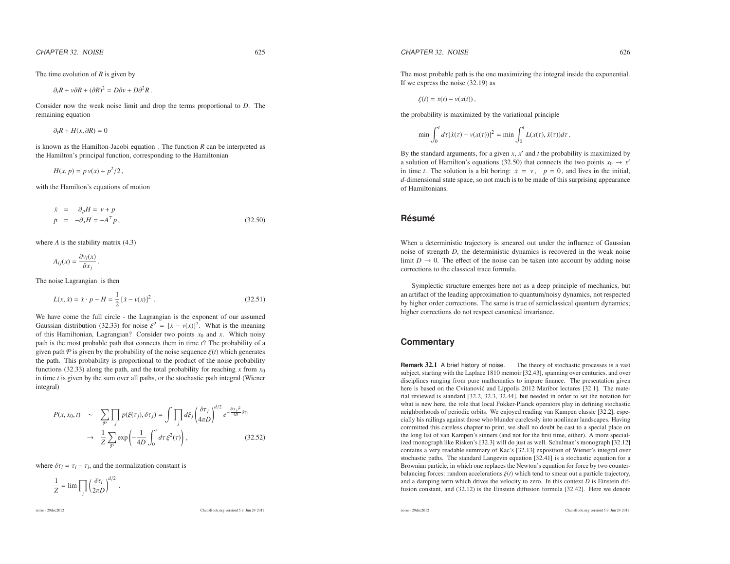The time evolution of $R$ is given by

$$\partial_t R + v\partial R + (\partial R)^2 = D\partial v + D\partial^2 R\,.$$

Consider now the weak noise limit and drop the terms proportional to $D$. The remaining equation

$$\partial_t R + H(x, \partial R) = 0$$

is known as the Hamilton-Jacobi equation . The function $R$ can be interpreted as the Hamilton's principal function, corresponding to the Hamiltonian

$$H(x, p) = p\, v(x) + p^2/2\,,$$

with the Hamilton's equations of motion

$$\begin{aligned} \dot{x} &= \partial_p H = v + p \\ \dot{p} &= -\partial_x H = -A^\top p\,, \end{aligned} \qquad (32.50)$$

where $A$ is the stability matrix (4.3)

$$A_{ij}(x) = \frac{\partial v_i(x)}{\partial x_j}\,.$$

The noise Lagrangian is then

$$L(x, \dot{x}) = \dot{x}\cdot p - H = \frac{1}{2}\left[\dot{x} - v(x)\right]^2\,. \qquad (32.51)$$

We have come the full circle - the Lagrangian is the exponent of our assumed Gaussian distribution (32.33) for noise $\xi^2 = [\dot{x} - v(x)]^2$. What is the meaning of this Hamiltonian, Lagrangian? Consider two points $x_0$ and $x$. Which noisy path is the most probable path that connects them in time $t$? The probability of a given path $\mathcal{P}$ is given by the probability of the noise sequence $\xi(t)$ which generates the path. This probability is proportional to the product of the noise probability functions (32.33) along the path, and the total probability for reaching $x$ from $x_0$ in time $t$ is given by the sum over all paths, or the stochastic path integral (Wiener integral)

$$\begin{aligned} P(x, x_0, t) &\sim \sum_{\mathcal{P}} \prod_j p(\xi(\tau_j), \delta\tau_j) = \int \prod_j d\xi_j \left(\frac{\delta\tau_j}{4\pi D}\right)^{d/2} e^{-\frac{\xi(\tau_j)^2}{4D}\delta\tau_i} \\ &\to \frac{1}{Z}\sum_{\mathcal{P}} \exp\left(-\frac{1}{4D}\int_0^t d\tau\, \xi^2(\tau)\right)\,, \end{aligned} \qquad (32.52)$$

where $\delta\tau_i = \tau_i - \tau_i$, and the normalization constant is

$$\frac{1}{Z} = \lim \prod_i \left(\frac{\delta\tau_i}{2\pi D}\right)^{d/2}\,.$$

The most probable path is the one maximizing the integral inside the exponential. If we express the noise (32.19) as

$$\xi(t) = \dot{x}(t) - v(x(t))\,,$$

the probability is maximized by the variational principle

$$\min \int_0^t d\tau [\dot{x}(\tau) - v(x(\tau))]^2 = \min \int_0^t L(x(\tau), \dot{x}(\tau)) d\tau\,.$$

By the standard arguments, for a given $x$, $x'$ and $t$ the probability is maximized by a solution of Hamilton's equations (32.50) that connects the two points $x_0 \to x'$ in time $t$. The solution is a bit boring: $\dot{x} = v\,, \quad p = 0\,,$ and lives in the initial, $d$-dimensional state space, so not much is to be made of this surprising appearance of Hamiltonians.

## Résumé

When a deterministic trajectory is smeared out under the influence of Gaussian noise of strength $D$, the deterministic dynamics is recovered in the weak noise limit $D \to 0$. The effect of the noise can be taken into account by adding noise corrections to the classical trace formula.

Symplectic structure emerges here not as a deep principle of mechanics, but an artifact of the leading approximation to quantum/noisy dynamics, not respected by higher order corrections. The same is true of semiclassical quantum dynamics; higher corrections do not respect canonical invariance.

## Commentary

**Remark 32.1** A brief history of noise. The theory of stochastic processes is a vast subject, starting with the Laplace 1810 memoir [32.43], spanning over centuries, and over disciplines ranging from pure mathematics to impure finance. The presentation given here is based on the Cvitanović and Lippolis 2012 Maribor lectures [32.1]. The material reviewed is standard [32.2, 32.3, 32.44], but needed in order to set the notation for what is new here, the role that local Fokker-Planck operators play in defining stochastic neighborhoods of periodic orbits. We enjoyed reading van Kampen classic [32.2], especially his railings against those who blunder carelessly into nonlinear landscapes. Having committed this careless chapter to print, we shall no doubt be cast to a special place on the long list of van Kampen's sinners (and not for the first time, either). A more specialized monograph like Risken's [32.3] will do just as well. Schulman's monograph [32.12] contains a very readable summary of Kac's [32.13] exposition of Wiener's integral over stochastic paths. The standard Langevin equation [32.41] is a stochastic equation for a Brownian particle, in which one replaces the Newton's equation for force by two counter-balancing forces: random accelerations $\xi(t)$ which tend to smear out a particle trajectory, and a damping term which drives the velocity to zero. In this context $D$ is Einstein diffusion constant, and (32.12) is the Einstein diffusion formula [32.42]. Here we denote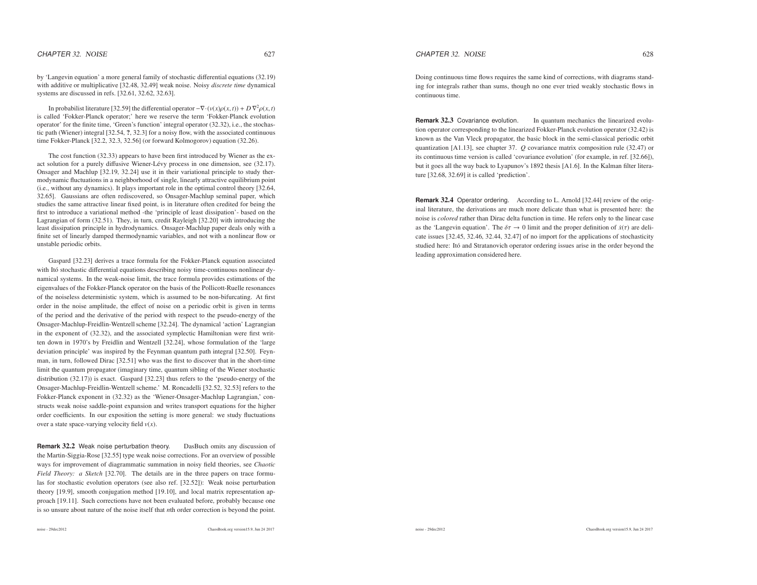by 'Langevin equation' a more general family of stochastic differential equations (32.19) with additive or multiplicative [32.48, 32.49] weak noise. Noisy *discrete time* dynamical systems are discussed in refs. [32.61, 32.62, 32.63].

In probabilist literature [32.59] the differential operator $-\nabla\cdot(v(x)\rho(x,t)) + D\,\nabla^2\rho(x,t)$ is called 'Fokker-Planck operator;' here we reserve the term 'Fokker-Planck evolution operator' for the finite time, 'Green's function' integral operator (32.32), i.e., the stochastic path (Wiener) integral [32.54, ?, 32.3] for a noisy flow, with the associated continuous time Fokker-Planck [32.2, 32.3, 32.56] (or forward Kolmogorov) equation (32.26).

The cost function (32.33) appears to have been first introduced by Wiener as the exact solution for a purely diffusive Wiener-Lévy process in one dimension, see (32.17). Onsager and Machlup [32.19, 32.24] use it in their variational principle to study thermodynamic fluctuations in a neighborhood of single, linearly attractive equilibrium point (i.e., without any dynamics). It plays important role in the optimal control theory [32.64, 32.65]. Gaussians are often rediscovered, so Onsager-Machlup seminal paper, which studies the same attractive linear fixed point, is in literature often credited for being the first to introduce a variational method -the 'principle of least dissipation'- based on the Lagrangian of form (32.51). They, in turn, credit Rayleigh [32.20] with introducing the least dissipation principle in hydrodynamics. Onsager-Machlup paper deals only with a finite set of linearly damped thermodynamic variables, and not with a nonlinear flow or unstable periodic orbits.

Gaspard [32.23] derives a trace formula for the Fokker-Planck equation associated with Itó stochastic differential equations describing noisy time-continuous nonlinear dynamical systems. In the weak-noise limit, the trace formula provides estimations of the eigenvalues of the Fokker-Planck operator on the basis of the Pollicott-Ruelle resonances of the noiseless deterministic system, which is assumed to be non-bifurcating. At first order in the noise amplitude, the effect of noise on a periodic orbit is given in terms of the period and the derivative of the period with respect to the pseudo-energy of the Onsager-Machlup-Freidlin-Wentzell scheme [32.24]. The dynamical 'action' Lagrangian in the exponent of (32.32), and the associated symplectic Hamiltonian were first written down in 1970's by Freidlin and Wentzell [32.24], whose formulation of the 'large deviation principle' was inspired by the Feynman quantum path integral [32.50]. Feynman, in turn, followed Dirac [32.51] who was the first to discover that in the short-time limit the quantum propagator (imaginary time, quantum sibling of the Wiener stochastic distribution (32.17)) is exact. Gaspard [32.23] thus refers to the 'pseudo-energy of the Onsager-Machlup-Freidlin-Wentzell scheme.' M. Roncadelli [32.52, 32.53] refers to the Fokker-Planck exponent in (32.32) as the 'Wiener-Onsager-Machlup Lagrangian,' constructs weak noise saddle-point expansion and writes transport equations for the higher order coefficients. In our exposition the setting is more general: we study fluctuations over a state space-varying velocity field $v(x)$.

**Remark 32.2** Weak noise perturbation theory. DasBuch omits any discussion of the Martin-Siggia-Rose [32.55] type weak noise corrections. For an overview of possible ways for improvement of diagrammatic summation in noisy field theories, see *Chaotic Field Theory: a Sketch* [32.70]. The details are in the three papers on trace formulas for stochastic evolution operators (see also ref. [32.52]): Weak noise perturbation theory [19.9], smooth conjugation method [19.10], and local matrix representation approach [19.11]. Such corrections have not been evaluated before, probably because one is so unsure about nature of the noise itself that $n$th order correction is beyond the point.

Doing continuous time flows requires the same kind of corrections, with diagrams standing for integrals rather than sums, though no one ever tried weakly stochastic flows in continuous time.

**Remark 32.3** Covariance evolution. In quantum mechanics the linearized evolution operator corresponding to the linearized Fokker-Planck evolution operator (32.42) is known as the Van Vleck propagator, the basic block in the semi-classical periodic orbit quantization [A1.13], see chapter 37. $Q$ covariance matrix composition rule (32.47) or its continuous time version is called 'covariance evolution' (for example, in ref. [32.66]), but it goes all the way back to Lyapunov's 1892 thesis [A1.6]. In the Kalman filter literature [32.68, 32.69] it is called 'prediction'.

**Remark 32.4** Operator ordering. According to L. Arnold [32.44] review of the original literature, the derivations are much more delicate than what is presented here: the noise is *colored* rather than Dirac delta function in time. He refers only to the linear case as the 'Langevin equation'. The $\delta\tau \to 0$ limit and the proper definition of $\dot{x}(\tau)$ are delicate issues [32.45, 32.46, 32.44, 32.47] of no import for the applications of stochasticity studied here: Itó and Stratanovich operator ordering issues arise in the order beyond the leading approximation considered here.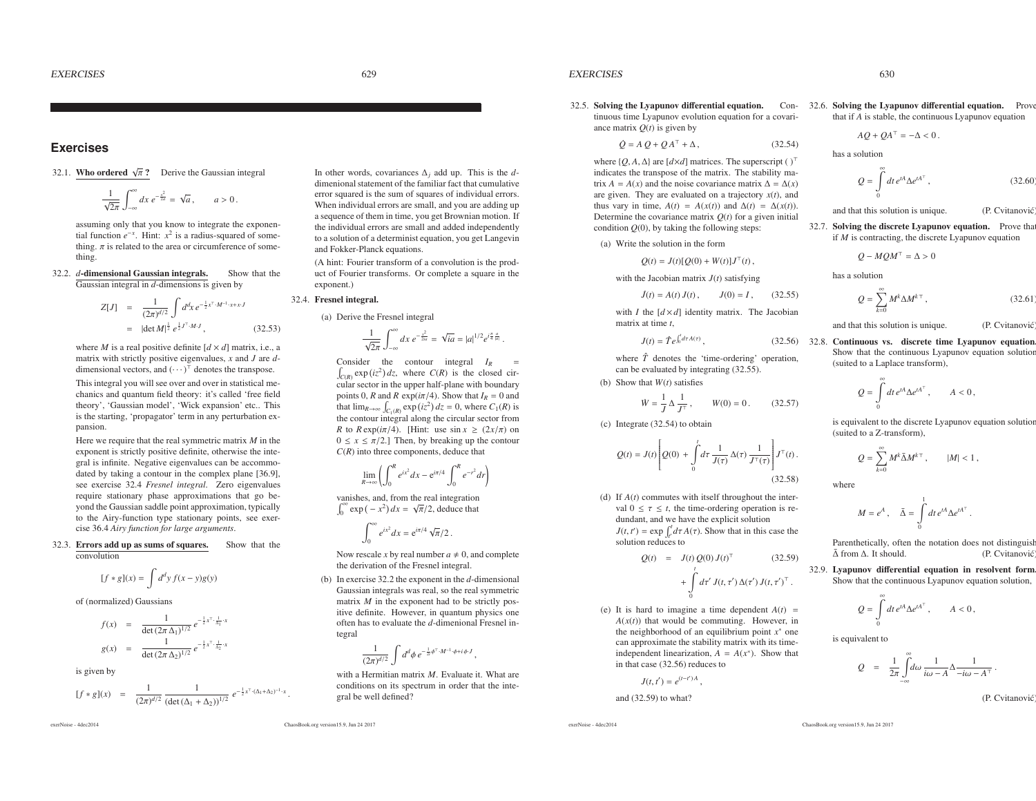## Exercises

32.1. **Who ordered $\sqrt{\pi}$ ?** Derive the Gaussian integral

$$\frac{1}{\sqrt{2\pi}}\int_{-\infty}^{\infty} dx\, e^{-\frac{x^2}{2a}} = \sqrt{a}\,, \qquad a>0\,.$$

assuming only that you know to integrate the exponential function $e^{-x}$. Hint: $x^2$ is a radius-squared of something. $\pi$ is related to the area or circumference of something.

32.2. **$d$-dimensional Gaussian integrals.** Show that the Gaussian integral in $d$-dimensions is given by

$$Z[J] = \frac{1}{(2\pi)^{d/2}}\int d^dx\, e^{-\frac{1}{2}x^\top\cdot M^{-1}\cdot x + x\cdot J} = |\det M|^{\frac{1}{2}}\, e^{\frac{1}{2}J^\top\cdot M\cdot J}\,, \tag{32.53}$$

where $M$ is a real positive definite $[d\times d]$ matrix, i.e., a matrix with strictly positive eigenvalues, $x$ and $J$ are $d$-dimensional vectors, and $(\cdots)^\top$ denotes the transpose.

This integral you will see over and over in statistical mechanics and quantum field theory: it's called 'free field theory', 'Gaussian model', 'Wick expansion' etc.. This is the starting, 'propagator' term in any perturbation expansion.

Here we require that the real symmetric matrix $M$ in the exponent is strictly positive definite, otherwise the integral is infinite. Negative eigenvalues can be accommodated by taking a contour in the complex plane [36.9], see exercise 32.4 *Fresnel integral*. Zero eigenvalues require stationary phase approximations that go beyond the Gaussian saddle point approximation, typically to the Airy-function type stationary points, see exercise 36.4 *Airy function for large arguments*.

32.3. **Errors add up as sums of squares.** Show that the convolution

$$[f*g](x) = \int d^dy\, f(x-y)g(y)$$

of (normalized) Gaussians

$$f(x) = \frac{1}{\det(2\pi\Delta_1)^{1/2}}\, e^{-\frac{1}{2}x^\top\cdot\frac{1}{\Delta_1}\cdot x}$$

$$g(x) = \frac{1}{\det(2\pi\Delta_2)^{1/2}}\, e^{-\frac{1}{2}x^\top\cdot\frac{1}{\Delta_2}\cdot x}$$

is given by

$$[f*g](x) = \frac{1}{(2\pi)^{d/2}}\,\frac{1}{(\det(\Delta_1+\Delta_2))^{1/2}}\, e^{-\frac{1}{2}x^\top\cdot(\Delta_1+\Delta_2)^{-1}\cdot x}\,.$$

In other words, covariances $\Delta_j$ add up. This is the $d$-dimenional statement of the familiar fact that cumulative error squared is the sum of squares of individual errors. When individual errors are small, and you are adding up a sequence of them in time, you get Brownian motion. If the individual errors are small and added independently to a solution of a determinist equation, you get Langevin and Fokker-Planck equations.

(A hint: Fourier transform of a convolution is the product of Fourier transforms. Or complete a square in the exponent.)

32.4. **Fresnel integral.**

(a) Derive the Fresnel integral

$$\frac{1}{\sqrt{2\pi}}\int_{-\infty}^{\infty} dx\, e^{-\frac{x^2}{2ia}} = \sqrt{ia} = |a|^{1/2}e^{i\frac{\pi}{4}\frac{a}{|a|}}\,.$$

Consider the contour integral $I_R = \int_{C(R)}\exp\left(iz^2\right)dz$, where $C(R)$ is the closed circular sector in the upper half-plane with boundary points 0, $R$ and $R\exp(i\pi/4)$. Show that $I_R = 0$ and that $\lim_{R\to\infty}\int_{C_1(R)}\exp\left(iz^2\right)dz = 0$, where $C_1(R)$ is the contour integral along the circular sector from $R$ to $R\exp(i\pi/4)$. [Hint: use $\sin x \geq (2x/\pi)$ on $0\leq x\leq \pi/2$.] Then, by breaking up the contour $C(R)$ into three components, deduce that

$$\lim_{R\to\infty}\left(\int_0^R e^{ix^2}dx - e^{i\pi/4}\int_0^R e^{-r^2}dr\right)$$

vanishes, and, from the real integration $\int_0^\infty \exp\left(-x^2\right)dx = \sqrt{\pi}/2$, deduce that

$$\int_0^\infty e^{ix^2}dx = e^{i\pi/4}\sqrt{\pi}/2\,.$$

Now rescale $x$ by real number $a\neq 0$, and complete the derivation of the Fresnel integral.

(b) In exercise 32.2 the exponent in the $d$-dimensional Gaussian integrals was real, so the real symmetric matrix $M$ in the exponent had to be strictly positive definite. However, in quantum physics one often has to evaluate the $d$-dimenional Fresnel integral

$$\frac{1}{(2\pi)^{d/2}}\int d^d\phi\, e^{-\frac{1}{2i}\phi^\top\cdot M^{-1}\cdot\phi + i\phi\cdot J}\,,$$

with a Hermitian matrix $M$. Evaluate it. What are conditions on its spectrum in order that the integral be well defined?

32.5. **Solving the Lyapunov differential equation.** Continuous time Lyapunov evolution equation for a covariance matrix $Q(t)$ is given by

$$\dot{Q} = A\,Q + Q\,A^\top + \Delta\,, \tag{32.54}$$

where $\{Q, A, \Delta\}$ are $[d\times d]$ matrices. The superscript $(\ )^\top$ indicates the transpose of the matrix. The stability matrix $A = A(x)$ and the noise covariance matrix $\Delta = \Delta(x)$ are given. They are evaluated on a trajectory $x(t)$, and thus vary in time, $A(t) = A(x(t))$ and $\Delta(t) = \Delta(x(t))$. Determine the covariance matrix $Q(t)$ for a given initial condition $Q(0)$, by taking the following steps:

(a) Write the solution in the form

$$Q(t) = J(t)[Q(0) + W(t)]J^\top(t)\,,$$

with the Jacobian matrix $J(t)$ satisfying

$$\dot{J}(t) = A(t)\,J(t)\,, \qquad J(0) = I\,, \tag{32.55}$$

with $I$ the $[d\times d]$ identity matrix. The Jacobian matrix at time $t$,

$$J(t) = \hat{T}e^{\int_0^t d\tau A(\tau)}\,, \tag{32.56}$$

where $\hat{T}$ denotes the 'time-ordering' operation, can be evaluated by integrating (32.55).

(b) Show that $W(t)$ satisfies

$$\dot{W} = \frac{1}{J}\,\Delta\,\frac{1}{J^\top}\,, \qquad W(0) = 0\,. \tag{32.57}$$

(c) Integrate (32.54) to obtain

$$Q(t) = J(t)\left[Q(0) + \int_0^t d\tau\,\frac{1}{J(\tau)}\,\Delta(\tau)\,\frac{1}{J^\top(\tau)}\right]J^\top(t)\,. \tag{32.58}$$

(d) If $A(t)$ commutes with itself throughout the interval $0\leq\tau\leq t$, the time-ordering operation is redundant, and we have the explicit solution $J(t,t') = \exp\int_{t'}^t d\tau A(\tau)$. Show that in this case the solution reduces to

$$Q(t) = J(t)\,Q(0)\,J(t)^\top + \int_0^t d\tau'\,J(t,\tau')\,\Delta(\tau')\,J(t,\tau')^\top\,. \tag{32.59}$$

(e) It is hard to imagine a time dependent $A(t) = A(x(t))$ that would be commuting. However, in the neighborhood of an equilibrium point $x^*$ one can approximate the stability matrix with its time-independent linearization, $A = A(x^*)$. Show that in that case (32.56) reduces to

$$J(t,t') = e^{(t-t')A}\,,$$

and (32.59) to what?

32.6. **Solving the Lyapunov differential equation.** Prove that if $A$ is stable, the continuous Lyapunov equation

$$AQ + QA^\top = -\Delta < 0\,.$$

has a solution

$$Q = \int_0^\infty dt\, e^{tA}\Delta e^{tA^\top}\,, \tag{32.60}$$

and that this solution is unique. (P. Cvitanović)

32.7. **Solving the discrete Lyapunov equation.** Prove that if $M$ is contracting, the discrete Lyapunov equation

$$Q - MQM^\top = \Delta > 0$$

has a solution

$$Q = \sum_{k=0}^\infty M^k\Delta M^{k\,\top}\,, \tag{32.61}$$

and that this solution is unique. (P. Cvitanović)

32.8. **Continuous vs. discrete time Lyapunov equation.** Show that the continuous Lyapunov equation solution (suited to a Laplace transform),

$$Q = \int_0^\infty dt\, e^{tA}\Delta e^{tA^\top}\,, \qquad A<0\,,$$

is equivalent to the discrete Lyapunov equation solution (suited to a Z-transform),

$$Q = \sum_{k=0}^\infty M^k\bar{\Delta}M^{k\,\top}\,, \qquad |M|<1\,,$$

where

$$M = e^A\,, \quad \bar{\Delta} = \int_0^1 dt\, e^{tA}\Delta e^{tA^\top}\,.$$

Parenthetically, often the notation does not distinguish $\bar{\Delta}$ from $\Delta$. It should. (P. Cvitanović)

32.9. **Lyapunov differential equation in resolvent form.** Show that the continuous Lyapunov equation solution,

$$Q = \int_0^\infty dt\, e^{tA}\Delta e^{tA^\top}\,, \qquad A<0\,,$$

is equivalent to

$$Q = \frac{1}{2\pi}\int_{-\infty}^{\infty} d\omega\,\frac{1}{i\omega - A}\,\Delta\,\frac{1}{-i\omega - A^\top}\,.$$

(P. Cvitanović)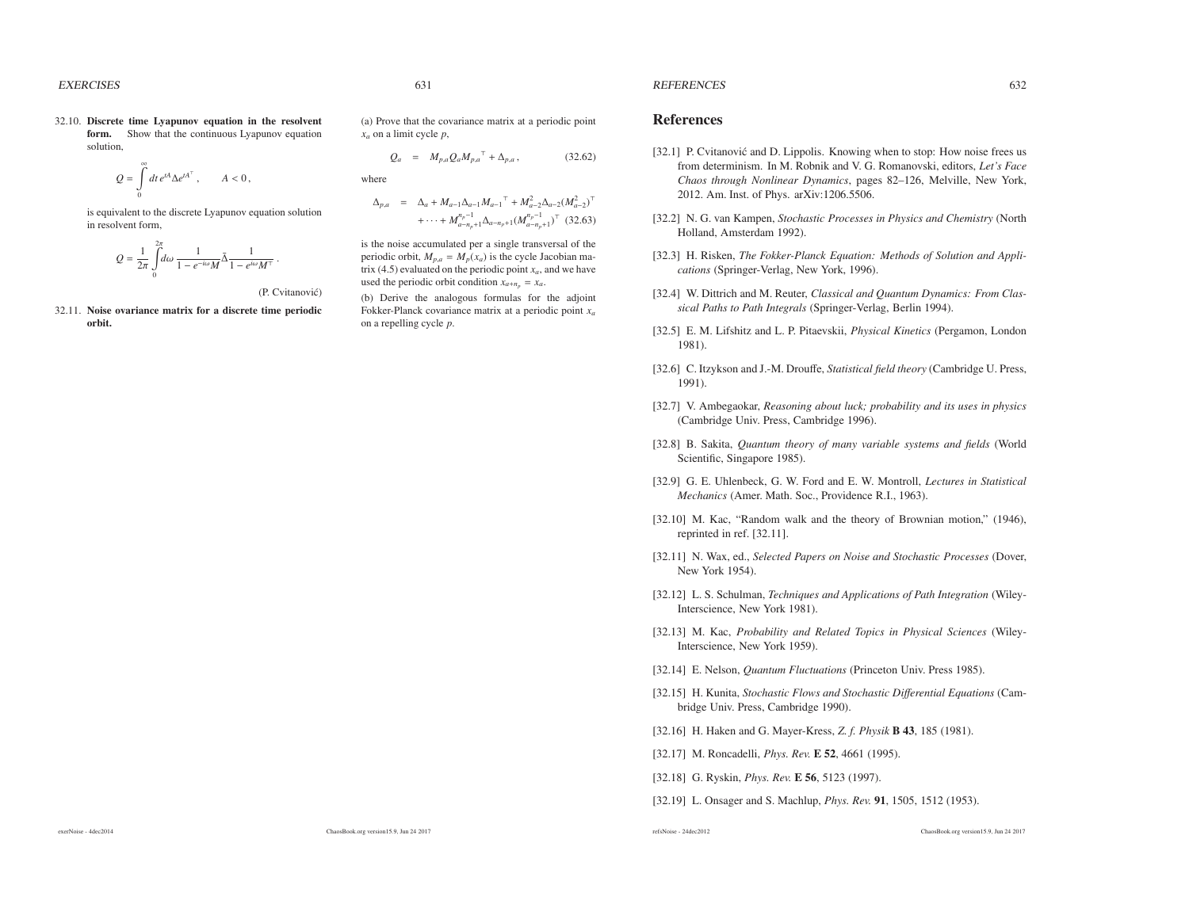32.10. **Discrete time Lyapunov equation in the resolvent form.** Show that the continuous Lyapunov equation solution,

$$Q = \int_0^\infty dt\, e^{tA} \Delta e^{tA^\top}\,, \qquad A < 0\,,$$

is equivalent to the discrete Lyapunov equation solution in resolvent form,

$$Q = \frac{1}{2\pi} \int_0^{2\pi} d\omega\, \frac{1}{1 - e^{-i\omega} M} \bar{\Delta} \frac{1}{1 - e^{i\omega} M^\top}\,.$$

(P. Cvitanović)

32.11. **Noise ovariance matrix for a discrete time periodic orbit.**

(a) Prove that the covariance matrix at a periodic point $x_a$ on a limit cycle $p$,

$$Q_a \;=\; M_{p,a} Q_a M_{p,a}{}^\top + \Delta_{p,a}\,, \qquad (32.62)$$

where

$$\Delta_{p,a} \;=\; \Delta_a + M_{a-1} \Delta_{a-1} M_{a-1}{}^\top + M_{a-2}^2 \Delta_{a-2} (M_{a-2}^2)^\top + \cdots + M_{a-n_p+1}^{n_p-1} \Delta_{a-n_p+1} (M_{a-n_p+1}^{n_p-1})^\top \quad (32.63)$$

is the noise accumulated per a single transversal of the periodic orbit, $M_{p,a} = M_p(x_a)$ is the cycle Jacobian matrix (4.5) evaluated on the periodic point $x_a$, and we have used the periodic orbit condition $x_{a+n_p} = x_a$.

(b) Derive the analogous formulas for the adjoint Fokker-Planck covariance matrix at a periodic point $x_a$ on a repelling cycle $p$.

# References

[32.1] P. Cvitanović and D. Lippolis. Knowing when to stop: How noise frees us from determinism. In M. Robnik and V. G. Romanovski, editors, *Let's Face Chaos through Nonlinear Dynamics*, pages 82–126, Melville, New York, 2012. Am. Inst. of Phys. arXiv:1206.5506.

[32.2] N. G. van Kampen, *Stochastic Processes in Physics and Chemistry* (North Holland, Amsterdam 1992).

[32.3] H. Risken, *The Fokker-Planck Equation: Methods of Solution and Applications* (Springer-Verlag, New York, 1996).

[32.4] W. Dittrich and M. Reuter, *Classical and Quantum Dynamics: From Classical Paths to Path Integrals* (Springer-Verlag, Berlin 1994).

[32.5] E. M. Lifshitz and L. P. Pitaevskii, *Physical Kinetics* (Pergamon, London 1981).

[32.6] C. Itzykson and J.-M. Drouffe, *Statistical field theory* (Cambridge U. Press, 1991).

[32.7] V. Ambegaokar, *Reasoning about luck; probability and its uses in physics* (Cambridge Univ. Press, Cambridge 1996).

[32.8] B. Sakita, *Quantum theory of many variable systems and fields* (World Scientific, Singapore 1985).

[32.9] G. E. Uhlenbeck, G. W. Ford and E. W. Montroll, *Lectures in Statistical Mechanics* (Amer. Math. Soc., Providence R.I., 1963).

[32.10] M. Kac, "Random walk and the theory of Brownian motion," (1946), reprinted in ref. [32.11].

[32.11] N. Wax, ed., *Selected Papers on Noise and Stochastic Processes* (Dover, New York 1954).

[32.12] L. S. Schulman, *Techniques and Applications of Path Integration* (Wiley-Interscience, New York 1981).

[32.13] M. Kac, *Probability and Related Topics in Physical Sciences* (Wiley-Interscience, New York 1959).

[32.14] E. Nelson, *Quantum Fluctuations* (Princeton Univ. Press 1985).

[32.15] H. Kunita, *Stochastic Flows and Stochastic Differential Equations* (Cambridge Univ. Press, Cambridge 1990).

[32.16] H. Haken and G. Mayer-Kress, *Z. f. Physik* **B 43**, 185 (1981).

[32.17] M. Roncadelli, *Phys. Rev.* **E 52**, 4661 (1995).

[32.18] G. Ryskin, *Phys. Rev.* **E 56**, 5123 (1997).

[32.19] L. Onsager and S. Machlup, *Phys. Rev.* **91**, 1505, 1512 (1953).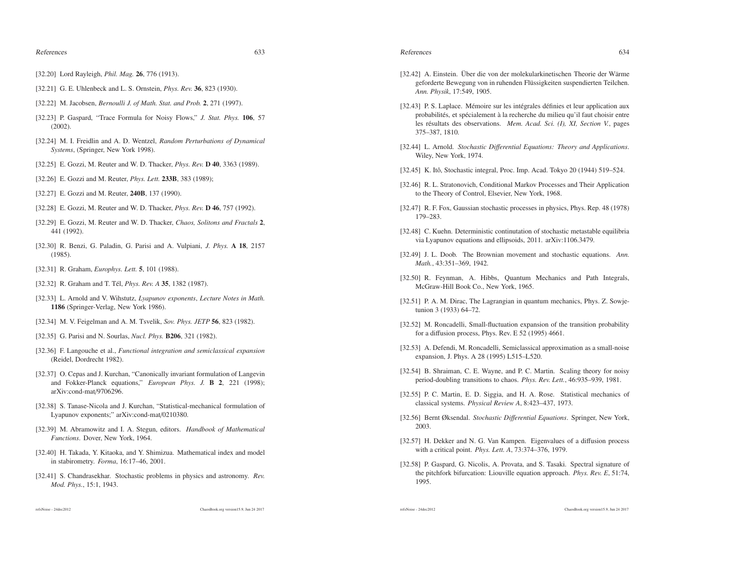[32.20] Lord Rayleigh, *Phil. Mag.* **26**, 776 (1913).

[32.21] G. E. Uhlenbeck and L. S. Ornstein, *Phys. Rev.* **36**, 823 (1930).

[32.22] M. Jacobsen, *Bernoulli J. of Math. Stat. and Prob.* **2**, 271 (1997).

[32.23] P. Gaspard, "Trace Formula for Noisy Flows," *J. Stat. Phys.* **106**, 57 (2002).

[32.24] M. I. Freidlin and A. D. Wentzel, *Random Perturbations of Dynamical Systems*, (Springer, New York 1998).

[32.25] E. Gozzi, M. Reuter and W. D. Thacker, *Phys. Rev.* **D 40**, 3363 (1989).

[32.26] E. Gozzi and M. Reuter, *Phys. Lett.* **233B**, 383 (1989);

[32.27] E. Gozzi and M. Reuter, **240B**, 137 (1990).

[32.28] E. Gozzi, M. Reuter and W. D. Thacker, *Phys. Rev.* **D 46**, 757 (1992).

[32.29] E. Gozzi, M. Reuter and W. D. Thacker, *Chaos, Solitons and Fractals* **2**, 441 (1992).

[32.30] R. Benzi, G. Paladin, G. Parisi and A. Vulpiani, *J. Phys.* **A 18**, 2157 (1985).

[32.31] R. Graham, *Europhys. Lett.* **5**, 101 (1988).

[32.32] R. Graham and T. Tél, *Phys. Rev. A* **35**, 1382 (1987).

[32.33] L. Arnold and V. Wihstutz, *Lyapunov exponents*, *Lecture Notes in Math.* **1186** (Springer-Verlag, New York 1986).

[32.34] M. V. Feigelman and A. M. Tsvelik, *Sov. Phys. JETP* **56**, 823 (1982).

[32.35] G. Parisi and N. Sourlas, *Nucl. Phys.* **B206**, 321 (1982).

[32.36] F. Langouche et al., *Functional integration and semiclassical expansion* (Reidel, Dordrecht 1982).

[32.37] O. Cepas and J. Kurchan, "Canonically invariant formulation of Langevin and Fokker-Planck equations," *European Phys. J.* **B 2**, 221 (1998); arXiv:cond-mat/9706296.

[32.38] S. Tanase-Nicola and J. Kurchan, "Statistical-mechanical formulation of Lyapunov exponents;" arXiv:cond-mat/0210380.

[32.39] M. Abramowitz and I. A. Stegun, editors. *Handbook of Mathematical Functions*. Dover, New York, 1964.

[32.40] H. Takada, Y. Kitaoka, and Y. Shimizua. Mathematical index and model in stabirometry. *Forma*, 16:17–46, 2001.

[32.41] S. Chandrasekhar. Stochastic problems in physics and astronomy. *Rev. Mod. Phys.*, 15:1, 1943.

[32.42] A. Einstein. Über die von der molekularkinetischen Theorie der Wärme geforderte Bewegung von in ruhenden Flüssigkeiten suspendierten Teilchen. *Ann. Physik*, 17:549, 1905.

[32.43] P. S. Laplace. Mémoire sur les intégrales définies et leur application aux probabilités, et spécialement à la recherche du milieu qu'il faut choisir entre les résultats des observations. *Mem. Acad. Sci. (I), XI, Section V.*, pages 375–387, 1810.

[32.44] L. Arnold. *Stochastic Differential Equations: Theory and Applications*. Wiley, New York, 1974.

[32.45] K. Itô, Stochastic integral, Proc. Imp. Acad. Tokyo 20 (1944) 519–524.

[32.46] R. L. Stratonovich, Conditional Markov Processes and Their Application to the Theory of Control, Elsevier, New York, 1968.

[32.47] R. F. Fox, Gaussian stochastic processes in physics, Phys. Rep. 48 (1978) 179–283.

[32.48] C. Kuehn. Deterministic continutation of stochastic metastable equilibria via Lyapunov equations and ellipsoids, 2011. arXiv:1106.3479.

[32.49] J. L. Doob. The Brownian movement and stochastic equations. *Ann. Math.*, 43:351–369, 1942.

[32.50] R. Feynman, A. Hibbs, Quantum Mechanics and Path Integrals, McGraw-Hill Book Co., New York, 1965.

[32.51] P. A. M. Dirac, The Lagrangian in quantum mechanics, Phys. Z. Sowjetunion 3 (1933) 64–72.

[32.52] M. Roncadelli, Small-fluctuation expansion of the transition probability for a diffusion process, Phys. Rev. E 52 (1995) 4661.

[32.53] A. Defendi, M. Roncadelli, Semiclassical approximation as a small-noise expansion, J. Phys. A 28 (1995) L515–L520.

[32.54] B. Shraiman, C. E. Wayne, and P. C. Martin. Scaling theory for noisy period-doubling transitions to chaos. *Phys. Rev. Lett.*, 46:935–939, 1981.

[32.55] P. C. Martin, E. D. Siggia, and H. A. Rose. Statistical mechanics of classical systems. *Physical Review A*, 8:423–437, 1973.

[32.56] Bernt Øksendal. *Stochastic Differential Equations*. Springer, New York, 2003.

[32.57] H. Dekker and N. G. Van Kampen. Eigenvalues of a diffusion process with a critical point. *Phys. Lett. A*, 73:374–376, 1979.

[32.58] P. Gaspard, G. Nicolis, A. Provata, and S. Tasaki. Spectral signature of the pitchfork bifurcation: Liouville equation approach. *Phys. Rev. E*, 51:74, 1995.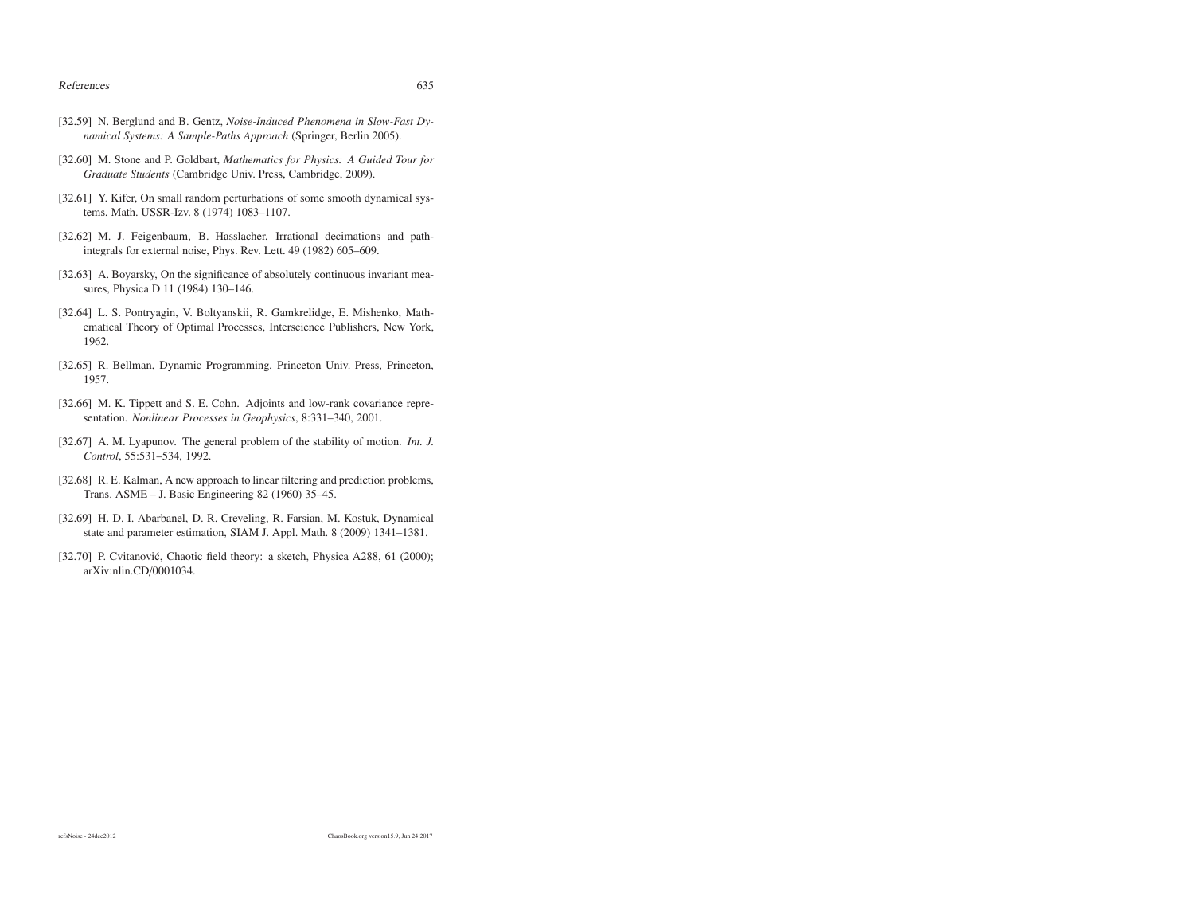[32.59] N. Berglund and B. Gentz, *Noise-Induced Phenomena in Slow-Fast Dynamical Systems: A Sample-Paths Approach* (Springer, Berlin 2005).

[32.60] M. Stone and P. Goldbart, *Mathematics for Physics: A Guided Tour for Graduate Students* (Cambridge Univ. Press, Cambridge, 2009).

[32.61] Y. Kifer, On small random perturbations of some smooth dynamical systems, Math. USSR-Izv. 8 (1974) 1083–1107.

[32.62] M. J. Feigenbaum, B. Hasslacher, Irrational decimations and path-integrals for external noise, Phys. Rev. Lett. 49 (1982) 605–609.

[32.63] A. Boyarsky, On the significance of absolutely continuous invariant measures, Physica D 11 (1984) 130–146.

[32.64] L. S. Pontryagin, V. Boltyanskii, R. Gamkrelidge, E. Mishenko, Mathematical Theory of Optimal Processes, Interscience Publishers, New York, 1962.

[32.65] R. Bellman, Dynamic Programming, Princeton Univ. Press, Princeton, 1957.

[32.66] M. K. Tippett and S. E. Cohn. Adjoints and low-rank covariance representation. *Nonlinear Processes in Geophysics*, 8:331–340, 2001.

[32.67] A. M. Lyapunov. The general problem of the stability of motion. *Int. J. Control*, 55:531–534, 1992.

[32.68] R. E. Kalman, A new approach to linear filtering and prediction problems, Trans. ASME – J. Basic Engineering 82 (1960) 35–45.

[32.69] H. D. I. Abarbanel, D. R. Creveling, R. Farsian, M. Kostuk, Dynamical state and parameter estimation, SIAM J. Appl. Math. 8 (2009) 1341–1381.

[32.70] P. Cvitanović, Chaotic field theory: a sketch, Physica A288, 61 (2000); arXiv:nlin.CD/0001034.